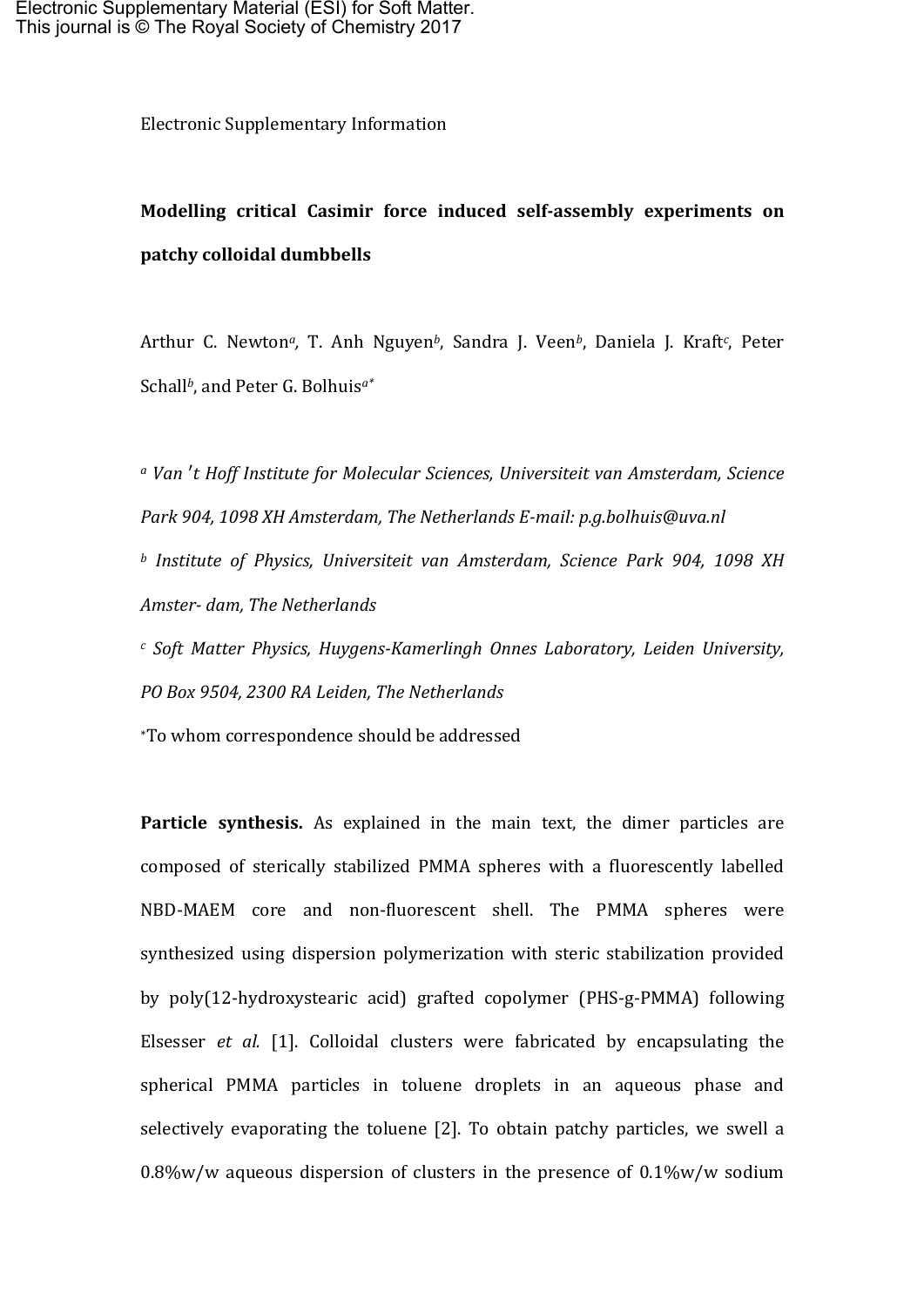Electronic Supplementary Material (ESI) for Soft Matter.
This journal is © The Royal Society of Chemistry 2017

Electronic Supplementary Information

**Modelling critical Casimir force induced self-assembly experiments on patchy colloidal dumbbells**

Arthur C. Newton[a], T. Anh Nguyen[b], Sandra J. Veen[b], Daniela J. Kraft[c], Peter Schall[b], and Peter G. Bolhuis[a*]

[a] *Van 't Hoff Institute for Molecular Sciences, Universiteit van Amsterdam, Science Park 904, 1098 XH Amsterdam, The Netherlands E-mail: p.g.bolhuis@uva.nl*

[b] *Institute of Physics, Universiteit van Amsterdam, Science Park 904, 1098 XH Amster- dam, The Netherlands*

[c] *Soft Matter Physics, Huygens-Kamerlingh Onnes Laboratory, Leiden University, PO Box 9504, 2300 RA Leiden, The Netherlands*

*To whom correspondence should be addressed

**Particle synthesis.** As explained in the main text, the dimer particles are composed of sterically stabilized PMMA spheres with a fluorescently labelled NBD-MAEM core and non-fluorescent shell. The PMMA spheres were synthesized using dispersion polymerization with steric stabilization provided by poly(12-hydroxystearic acid) grafted copolymer (PHS-g-PMMA) following Elsesser *et al.* [1]. Colloidal clusters were fabricated by encapsulating the spherical PMMA particles in toluene droplets in an aqueous phase and selectively evaporating the toluene [2]. To obtain patchy particles, we swell a 0.8%w/w aqueous dispersion of clusters in the presence of 0.1%w/w sodium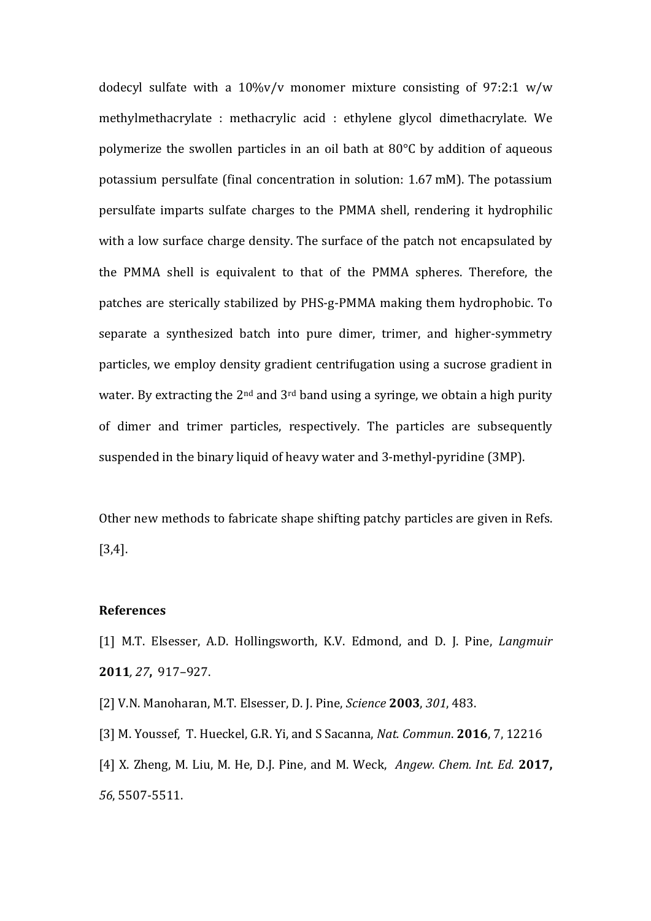dodecyl sulfate with a 10%v/v monomer mixture consisting of 97:2:1 w/w methylmethacrylate : methacrylic acid : ethylene glycol dimethacrylate. We polymerize the swollen particles in an oil bath at 80°C by addition of aqueous potassium persulfate (final concentration in solution: 1.67 mM). The potassium persulfate imparts sulfate charges to the PMMA shell, rendering it hydrophilic with a low surface charge density. The surface of the patch not encapsulated by the PMMA shell is equivalent to that of the PMMA spheres. Therefore, the patches are sterically stabilized by PHS-g-PMMA making them hydrophobic. To separate a synthesized batch into pure dimer, trimer, and higher-symmetry particles, we employ density gradient centrifugation using a sucrose gradient in water. By extracting the 2nd and 3rd band using a syringe, we obtain a high purity of dimer and trimer particles, respectively. The particles are subsequently suspended in the binary liquid of heavy water and 3-methyl-pyridine (3MP).

Other new methods to fabricate shape shifting patchy particles are given in Refs. [3,4].

**References**

[1] M.T. Elsesser, A.D. Hollingsworth, K.V. Edmond, and D. J. Pine, *Langmuir* **2011**, *27*, 917–927.

[2] V.N. Manoharan, M.T. Elsesser, D. J. Pine, *Science* **2003**, *301*, 483.

[3] M. Youssef, T. Hueckel, G.R. Yi, and S Sacanna, *Nat. Commun*. **2016**, 7, 12216

[4] X. Zheng, M. Liu, M. He, D.J. Pine, and M. Weck, *Angew. Chem. Int. Ed.* **2017,** *56*, 5507-5511.